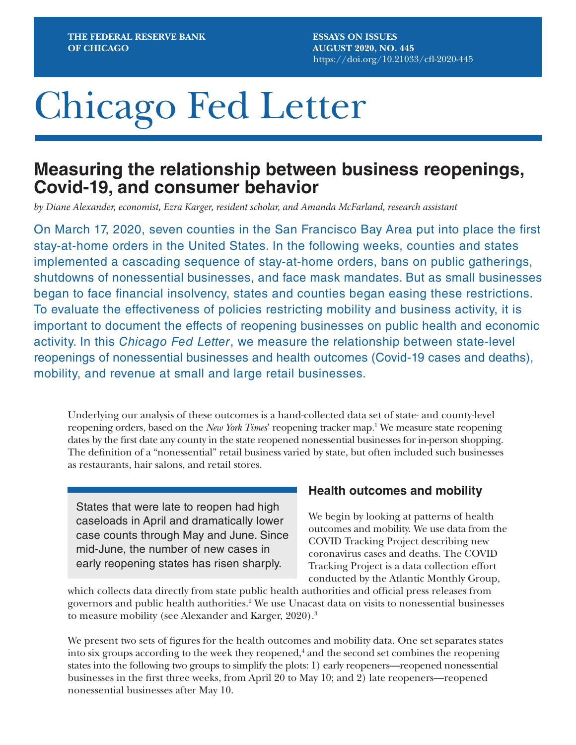THE FEDERAL RESERVE BANK OF CHICAGO

ESSAYS ON ISSUES
AUGUST 2020, NO. 445
https://doi.org/10.21033/cfl-2020-445

# Chicago Fed Letter

## Measuring the relationship between business reopenings, Covid-19, and consumer behavior

*by Diane Alexander, economist, Ezra Karger, resident scholar, and Amanda McFarland, research assistant*

On March 17, 2020, seven counties in the San Francisco Bay Area put into place the first stay-at-home orders in the United States. In the following weeks, counties and states implemented a cascading sequence of stay-at-home orders, bans on public gatherings, shutdowns of nonessential businesses, and face mask mandates. But as small businesses began to face financial insolvency, states and counties began easing these restrictions. To evaluate the effectiveness of policies restricting mobility and business activity, it is important to document the effects of reopening businesses on public health and economic activity. In this *Chicago Fed Letter*, we measure the relationship between state-level reopenings of nonessential businesses and health outcomes (Covid-19 cases and deaths), mobility, and revenue at small and large retail businesses.

Underlying our analysis of these outcomes is a hand-collected data set of state- and county-level reopening orders, based on the *New York Times*' reopening tracker map.[1] We measure state reopening dates by the first date any county in the state reopened nonessential businesses for in-person shopping. The definition of a "nonessential" retail business varied by state, but often included such businesses as restaurants, hair salons, and retail stores.

> States that were late to reopen had high caseloads in April and dramatically lower case counts through May and June. Since mid-June, the number of new cases in early reopening states has risen sharply.

### Health outcomes and mobility

We begin by looking at patterns of health outcomes and mobility. We use data from the COVID Tracking Project describing new coronavirus cases and deaths. The COVID Tracking Project is a data collection effort conducted by the Atlantic Monthly Group, which collects data directly from state public health authorities and official press releases from governors and public health authorities.[2] We use Unacast data on visits to nonessential businesses to measure mobility (see Alexander and Karger, 2020).[3]

We present two sets of figures for the health outcomes and mobility data. One set separates states into six groups according to the week they reopened,[4] and the second set combines the reopening states into the following two groups to simplify the plots: 1) early reopeners—reopened nonessential businesses in the first three weeks, from April 20 to May 10; and 2) late reopeners—reopened nonessential businesses after May 10.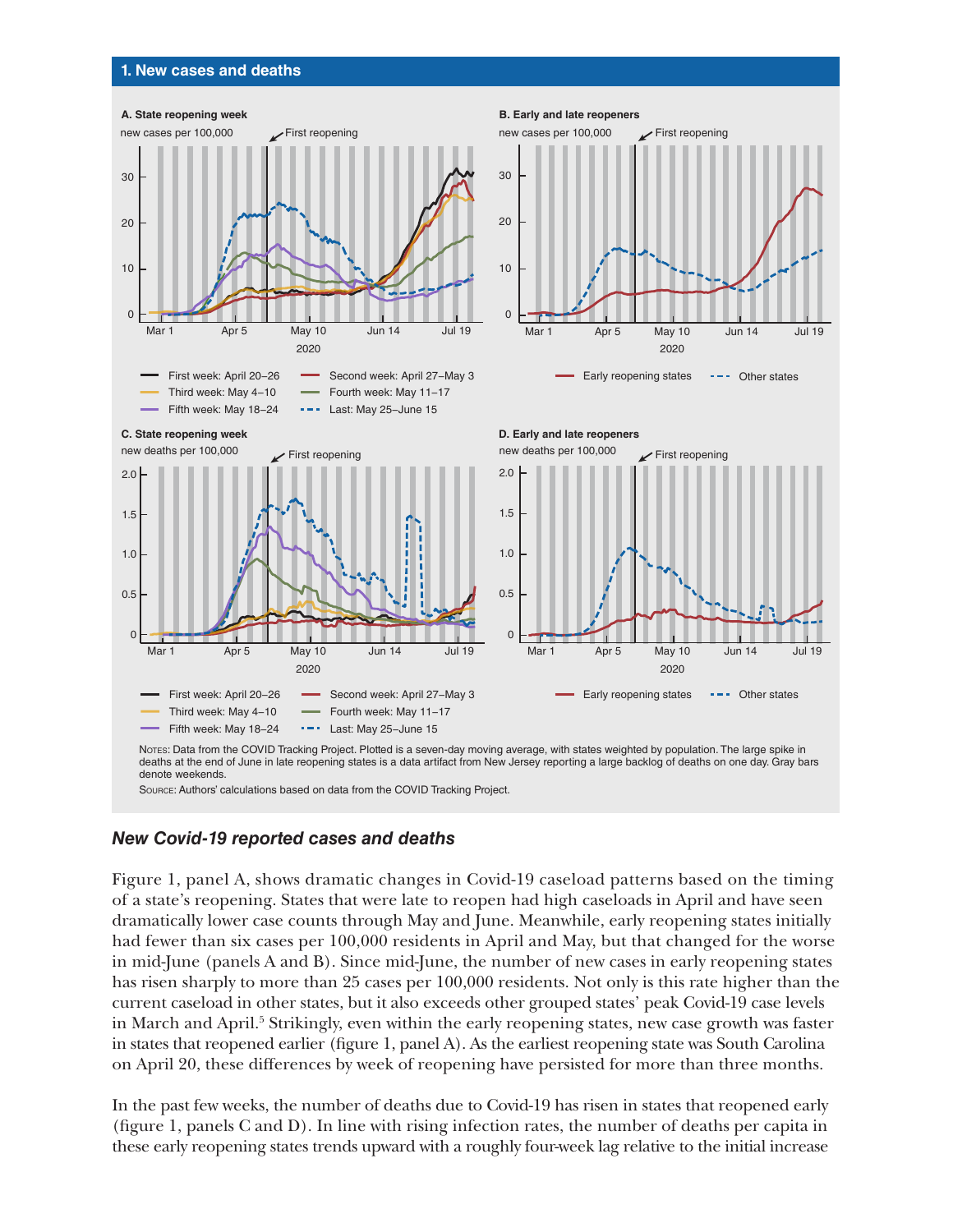**1. New cases and deaths**

**A. State reopening week**

new cases per 100,000

First reopening

First week: April 20–26; Second week: April 27–May 3; Third week: May 4–10; Fourth week: May 11–17; Fifth week: May 18–24; Last: May 25–June 15

**B. Early and late reopeners**

new cases per 100,000

First reopening

Early reopening states; Other states

**C. State reopening week**

new deaths per 100,000

First reopening

First week: April 20–26; Second week: April 27–May 3; Third week: May 4–10; Fourth week: May 11–17; Fifth week: May 18–24; Last: May 25–June 15

**D. Early and late reopeners**

new deaths per 100,000

First reopening

Early reopening states; Other states

Notes: Data from the COVID Tracking Project. Plotted is a seven-day moving average, with states weighted by population. The large spike in deaths at the end of June in late reopening states is a data artifact from New Jersey reporting a large backlog of deaths on one day. Gray bars denote weekends.

Source: Authors' calculations based on data from the COVID Tracking Project.

## *New Covid-19 reported cases and deaths*

Figure 1, panel A, shows dramatic changes in Covid-19 caseload patterns based on the timing of a state's reopening. States that were late to reopen had high caseloads in April and have seen dramatically lower case counts through May and June. Meanwhile, early reopening states initially had fewer than six cases per 100,000 residents in April and May, but that changed for the worse in mid-June (panels A and B). Since mid-June, the number of new cases in early reopening states has risen sharply to more than 25 cases per 100,000 residents. Not only is this rate higher than the current caseload in other states, but it also exceeds other grouped states' peak Covid-19 case levels in March and April.[5] Strikingly, even within the early reopening states, new case growth was faster in states that reopened earlier (figure 1, panel A). As the earliest reopening state was South Carolina on April 20, these differences by week of reopening have persisted for more than three months.

In the past few weeks, the number of deaths due to Covid-19 has risen in states that reopened early (figure 1, panels C and D). In line with rising infection rates, the number of deaths per capita in these early reopening states trends upward with a roughly four-week lag relative to the initial increase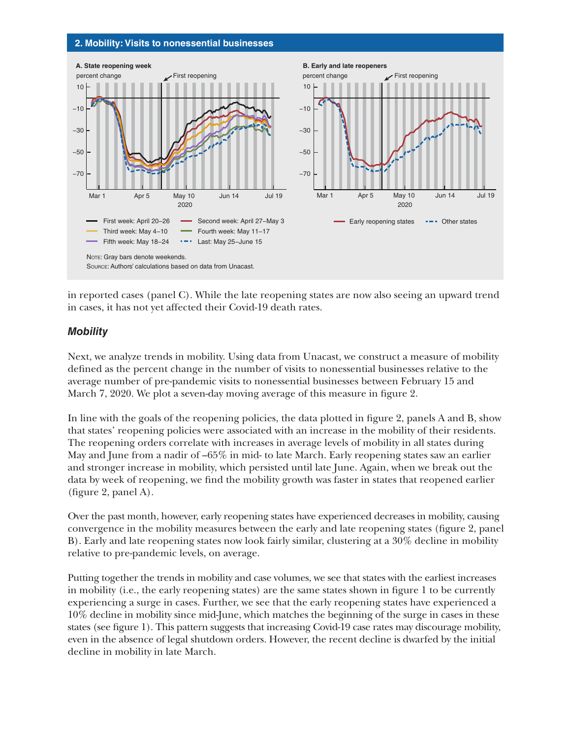**2. Mobility: Visits to nonessential businesses**

**A. State reopening week**

**B. Early and late reopeners**

Note: Gray bars denote weekends.
Source: Authors' calculations based on data from Unacast.

in reported cases (panel C). While the late reopening states are now also seeing an upward trend in cases, it has not yet affected their Covid-19 death rates.

### *Mobility*

Next, we analyze trends in mobility. Using data from Unacast, we construct a measure of mobility defined as the percent change in the number of visits to nonessential businesses relative to the average number of pre-pandemic visits to nonessential businesses between February 15 and March 7, 2020. We plot a seven-day moving average of this measure in figure 2.

In line with the goals of the reopening policies, the data plotted in figure 2, panels A and B, show that states' reopening policies were associated with an increase in the mobility of their residents. The reopening orders correlate with increases in average levels of mobility in all states during May and June from a nadir of –65% in mid- to late March. Early reopening states saw an earlier and stronger increase in mobility, which persisted until late June. Again, when we break out the data by week of reopening, we find the mobility growth was faster in states that reopened earlier (figure 2, panel A).

Over the past month, however, early reopening states have experienced decreases in mobility, causing convergence in the mobility measures between the early and late reopening states (figure 2, panel B). Early and late reopening states now look fairly similar, clustering at a 30% decline in mobility relative to pre-pandemic levels, on average.

Putting together the trends in mobility and case volumes, we see that states with the earliest increases in mobility (i.e., the early reopening states) are the same states shown in figure 1 to be currently experiencing a surge in cases. Further, we see that the early reopening states have experienced a 10% decline in mobility since mid-June, which matches the beginning of the surge in cases in these states (see figure 1). This pattern suggests that increasing Covid-19 case rates may discourage mobility, even in the absence of legal shutdown orders. However, the recent decline is dwarfed by the initial decline in mobility in late March.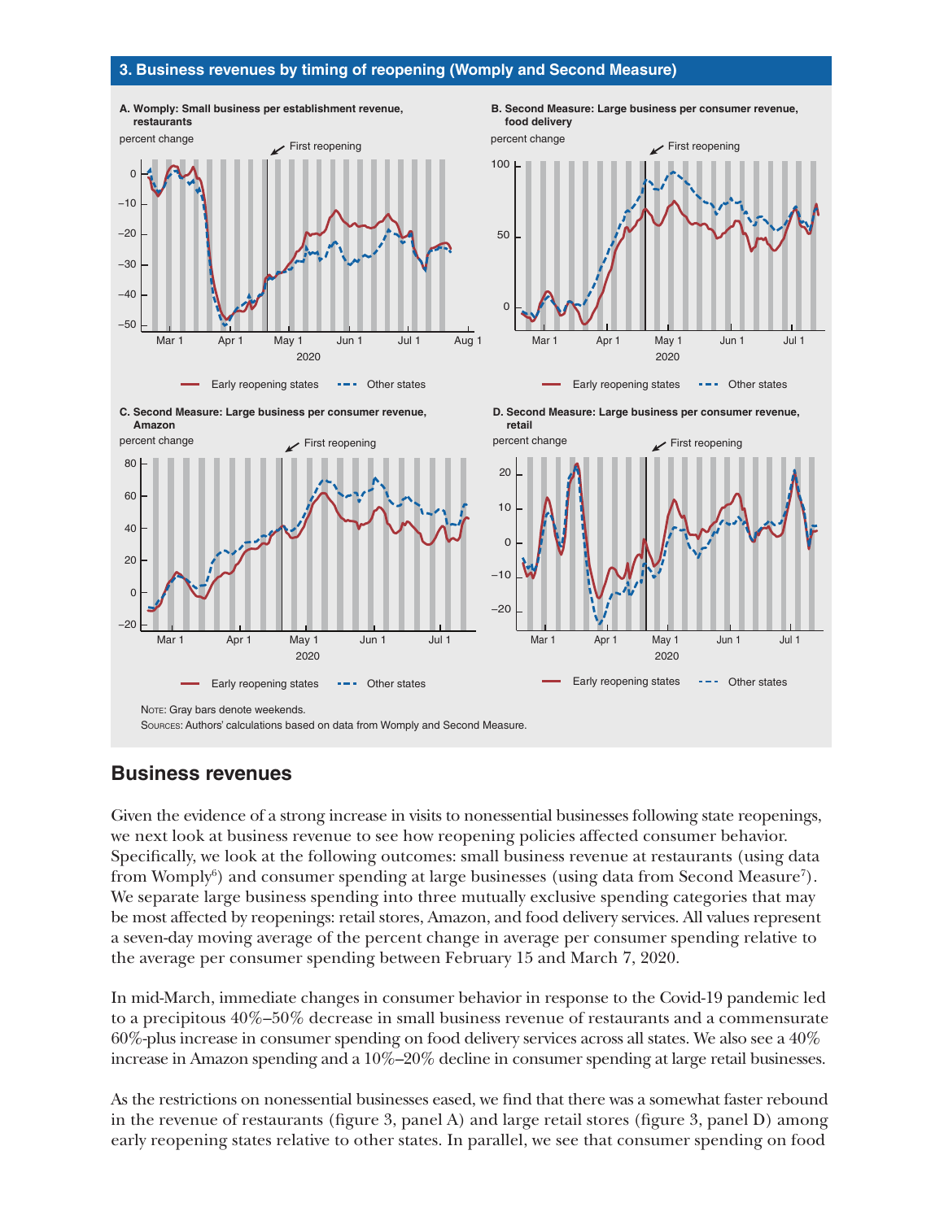**3. Business revenues by timing of reopening (Womply and Second Measure)**

**A. Womply: Small business per establishment revenue, restaurants**

**B. Second Measure: Large business per consumer revenue, food delivery**

**C. Second Measure: Large business per consumer revenue, Amazon**

**D. Second Measure: Large business per consumer revenue, retail**

Note: Gray bars denote weekends.

Sources: Authors' calculations based on data from Womply and Second Measure.

## Business revenues

Given the evidence of a strong increase in visits to nonessential businesses following state reopenings, we next look at business revenue to see how reopening policies affected consumer behavior. Specifically, we look at the following outcomes: small business revenue at restaurants (using data from Womply[6]) and consumer spending at large businesses (using data from Second Measure[7]). We separate large business spending into three mutually exclusive spending categories that may be most affected by reopenings: retail stores, Amazon, and food delivery services. All values represent a seven-day moving average of the percent change in average per consumer spending relative to the average per consumer spending between February 15 and March 7, 2020.

In mid-March, immediate changes in consumer behavior in response to the Covid-19 pandemic led to a precipitous 40%–50% decrease in small business revenue of restaurants and a commensurate 60%-plus increase in consumer spending on food delivery services across all states. We also see a 40% increase in Amazon spending and a 10%–20% decline in consumer spending at large retail businesses.

As the restrictions on nonessential businesses eased, we find that there was a somewhat faster rebound in the revenue of restaurants (figure 3, panel A) and large retail stores (figure 3, panel D) among early reopening states relative to other states. In parallel, we see that consumer spending on food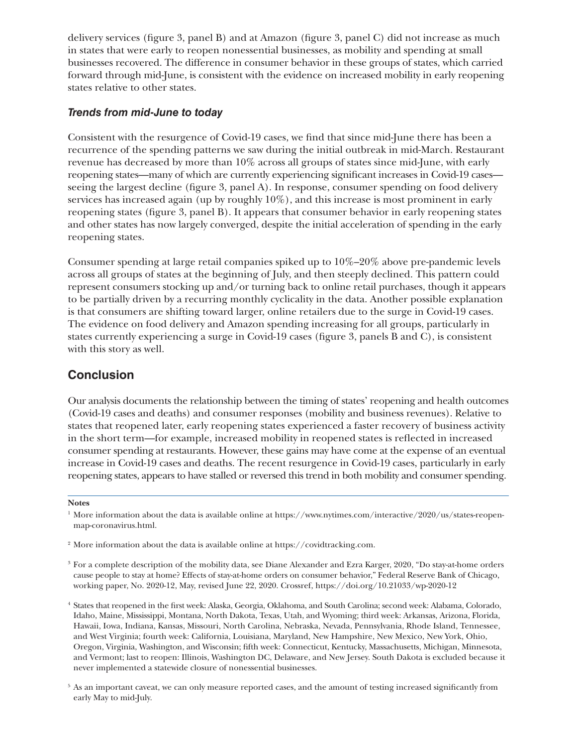delivery services (figure 3, panel B) and at Amazon (figure 3, panel C) did not increase as much in states that were early to reopen nonessential businesses, as mobility and spending at small businesses recovered. The difference in consumer behavior in these groups of states, which carried forward through mid-June, is consistent with the evidence on increased mobility in early reopening states relative to other states.

### *Trends from mid-June to today*

Consistent with the resurgence of Covid-19 cases, we find that since mid-June there has been a recurrence of the spending patterns we saw during the initial outbreak in mid-March. Restaurant revenue has decreased by more than 10% across all groups of states since mid-June, with early reopening states—many of which are currently experiencing significant increases in Covid-19 cases—seeing the largest decline (figure 3, panel A). In response, consumer spending on food delivery services has increased again (up by roughly 10%), and this increase is most prominent in early reopening states (figure 3, panel B). It appears that consumer behavior in early reopening states and other states has now largely converged, despite the initial acceleration of spending in the early reopening states.

Consumer spending at large retail companies spiked up to 10%–20% above pre-pandemic levels across all groups of states at the beginning of July, and then steeply declined. This pattern could represent consumers stocking up and/or turning back to online retail purchases, though it appears to be partially driven by a recurring monthly cyclicality in the data. Another possible explanation is that consumers are shifting toward larger, online retailers due to the surge in Covid-19 cases. The evidence on food delivery and Amazon spending increasing for all groups, particularly in states currently experiencing a surge in Covid-19 cases (figure 3, panels B and C), is consistent with this story as well.

## Conclusion

Our analysis documents the relationship between the timing of states' reopening and health outcomes (Covid-19 cases and deaths) and consumer responses (mobility and business revenues). Relative to states that reopened later, early reopening states experienced a faster recovery of business activity in the short term—for example, increased mobility in reopened states is reflected in increased consumer spending at restaurants. However, these gains may have come at the expense of an eventual increase in Covid-19 cases and deaths. The recent resurgence in Covid-19 cases, particularly in early reopening states, appears to have stalled or reversed this trend in both mobility and consumer spending.

---

**Notes**

[1] More information about the data is available online at https://www.nytimes.com/interactive/2020/us/states-reopen-map-coronavirus.html.

[2] More information about the data is available online at https://covidtracking.com.

[3] For a complete description of the mobility data, see Diane Alexander and Ezra Karger, 2020, "Do stay-at-home orders cause people to stay at home? Effects of stay-at-home orders on consumer behavior," Federal Reserve Bank of Chicago, working paper, No. 2020-12, May, revised June 22, 2020. Crossref, https://doi.org/10.21033/wp-2020-12

[4] States that reopened in the first week: Alaska, Georgia, Oklahoma, and South Carolina; second week: Alabama, Colorado, Idaho, Maine, Mississippi, Montana, North Dakota, Texas, Utah, and Wyoming; third week: Arkansas, Arizona, Florida, Hawaii, Iowa, Indiana, Kansas, Missouri, North Carolina, Nebraska, Nevada, Pennsylvania, Rhode Island, Tennessee, and West Virginia; fourth week: California, Louisiana, Maryland, New Hampshire, New Mexico, New York, Ohio, Oregon, Virginia, Washington, and Wisconsin; fifth week: Connecticut, Kentucky, Massachusetts, Michigan, Minnesota, and Vermont; last to reopen: Illinois, Washington DC, Delaware, and New Jersey. South Dakota is excluded because it never implemented a statewide closure of nonessential businesses.

[5] As an important caveat, we can only measure reported cases, and the amount of testing increased significantly from early May to mid-July.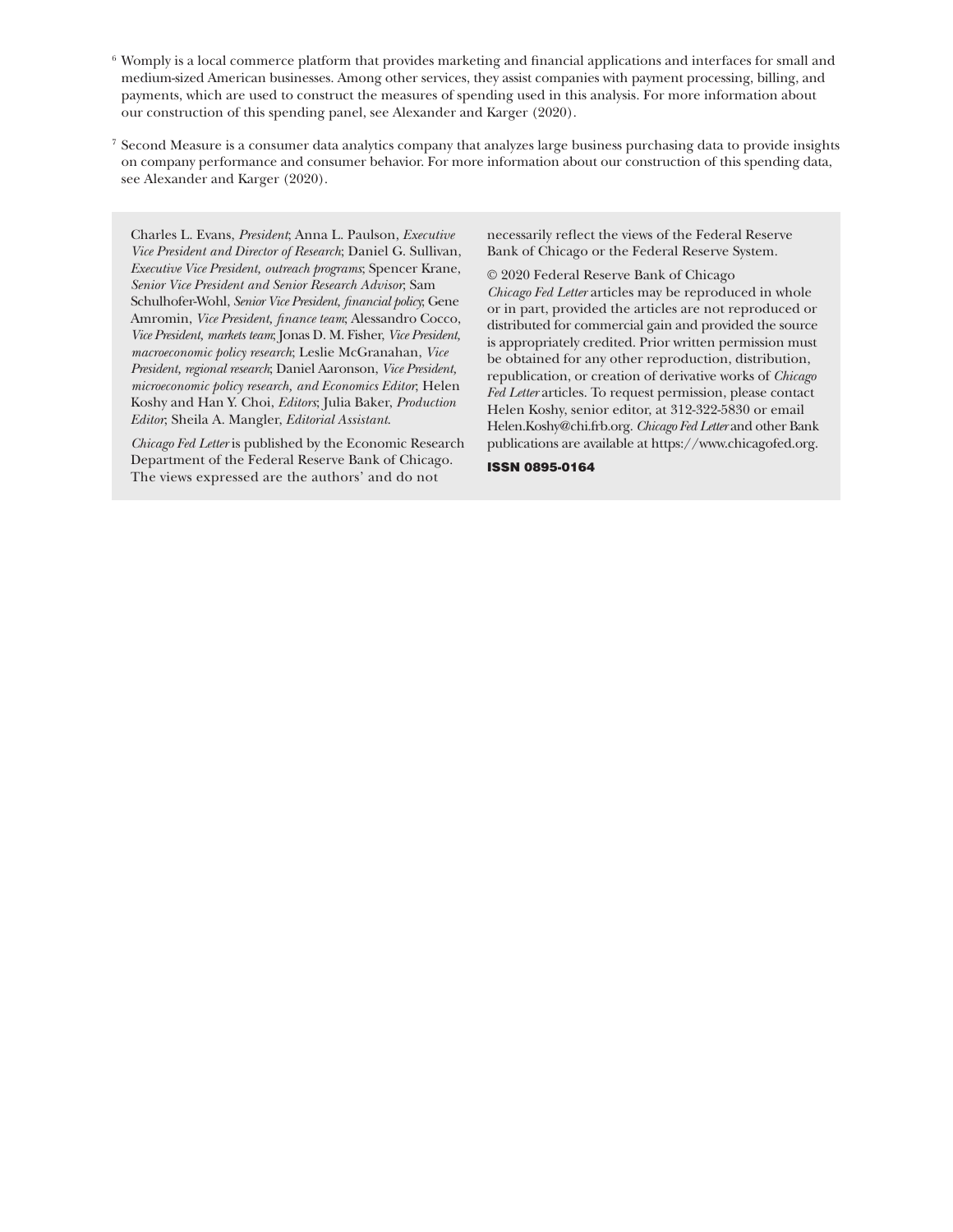[6] Womply is a local commerce platform that provides marketing and financial applications and interfaces for small and medium-sized American businesses. Among other services, they assist companies with payment processing, billing, and payments, which are used to construct the measures of spending used in this analysis. For more information about our construction of this spending panel, see Alexander and Karger (2020).

[7] Second Measure is a consumer data analytics company that analyzes large business purchasing data to provide insights on company performance and consumer behavior. For more information about our construction of this spending data, see Alexander and Karger (2020).

Charles L. Evans, *President*; Anna L. Paulson, *Executive Vice President and Director of Research*; Daniel G. Sullivan, *Executive Vice President, outreach programs*; Spencer Krane, *Senior Vice President and Senior Research Advisor*; Sam Schulhofer-Wohl, *Senior Vice President, financial policy*; Gene Amromin, *Vice President, finance team*; Alessandro Cocco, *Vice President, markets team*; Jonas D. M. Fisher, *Vice President, macroeconomic policy research*; Leslie McGranahan, *Vice President, regional research*; Daniel Aaronson, *Vice President, microeconomic policy research, and Economics Editor*; Helen Koshy and Han Y. Choi, *Editors*; Julia Baker, *Production Editor*; Sheila A. Mangler, *Editorial Assistant*.

*Chicago Fed Letter* is published by the Economic Research Department of the Federal Reserve Bank of Chicago. The views expressed are the authors' and do not necessarily reflect the views of the Federal Reserve Bank of Chicago or the Federal Reserve System.

© 2020 Federal Reserve Bank of Chicago
*Chicago Fed Letter* articles may be reproduced in whole or in part, provided the articles are not reproduced or distributed for commercial gain and provided the source is appropriately credited. Prior written permission must be obtained for any other reproduction, distribution, republication, or creation of derivative works of *Chicago Fed Letter* articles. To request permission, please contact Helen Koshy, senior editor, at 312-322-5830 or email Helen.Koshy@chi.frb.org. *Chicago Fed Letter* and other Bank publications are available at https://www.chicagofed.org.

**ISSN 0895-0164**